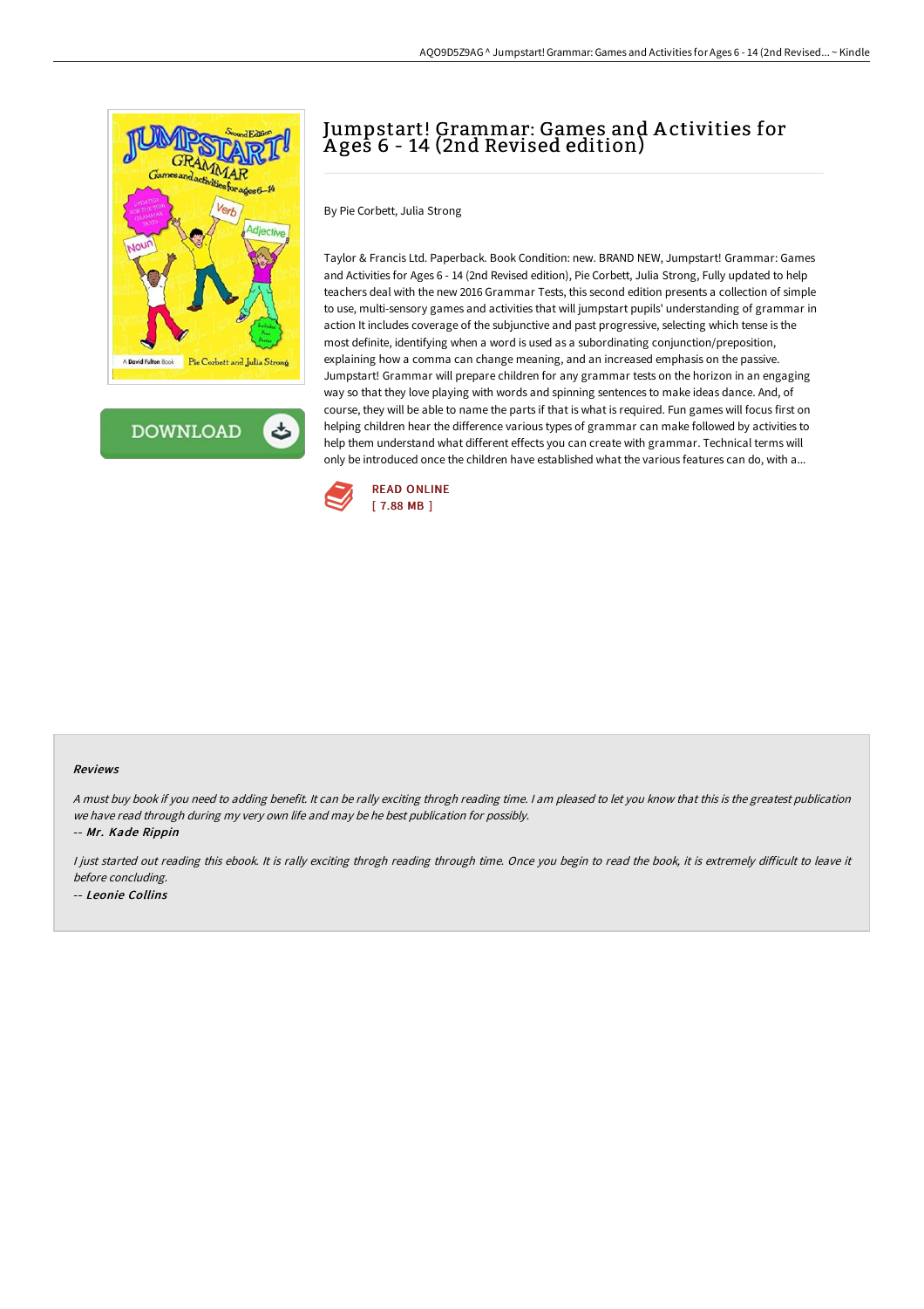# Jumpstart! Grammar: Games and Activities for Ages 6 - 14 (2nd Revised edition)

By Pie Corbett, Julia Strong

Taylor & Francis Ltd. Paperback. Book Condition: new. BRAND NEW, Jumpstart! Grammar: Games and Activities for Ages 6 - 14 (2nd Revised edition), Pie Corbett, Julia Strong, Fully updated to help teachers deal with the new 2016 Grammar Tests, this second edition presents a collection of simple to use, multi-sensory games and activities that will jumpstart pupils' understanding of grammar in action It includes coverage of the subjunctive and past progressive, selecting which tense is the most definite, identifying when a word is used as a subordinating conjunction/preposition, explaining how a comma can change meaning, and an increased emphasis on the passive. Jumpstart! Grammar will prepare children for any grammar tests on the horizon in an engaging way so that they love playing with words and spinning sentences to make ideas dance. And, of course, they will be able to name the parts if that is what is required. Fun games will focus first on helping children hear the difference various types of grammar can make followed by activities to help them understand what different effects you can create with grammar. Technical terms will only be introduced once the children have established what the various features can do, with a...

READ ONLINE
[ 7.88 MB ]

### Reviews

*A must buy book if you need to adding benefit. It can be rally exciting throgh reading time. I am pleased to let you know that this is the greatest publication we have read through during my very own life and may be he best publication for possibly.*

-- *Mr. Kade Rippin*

*I just started out reading this ebook. It is rally exciting throgh reading through time. Once you begin to read the book, it is extremely difficult to leave it before concluding.*

-- *Leonie Collins*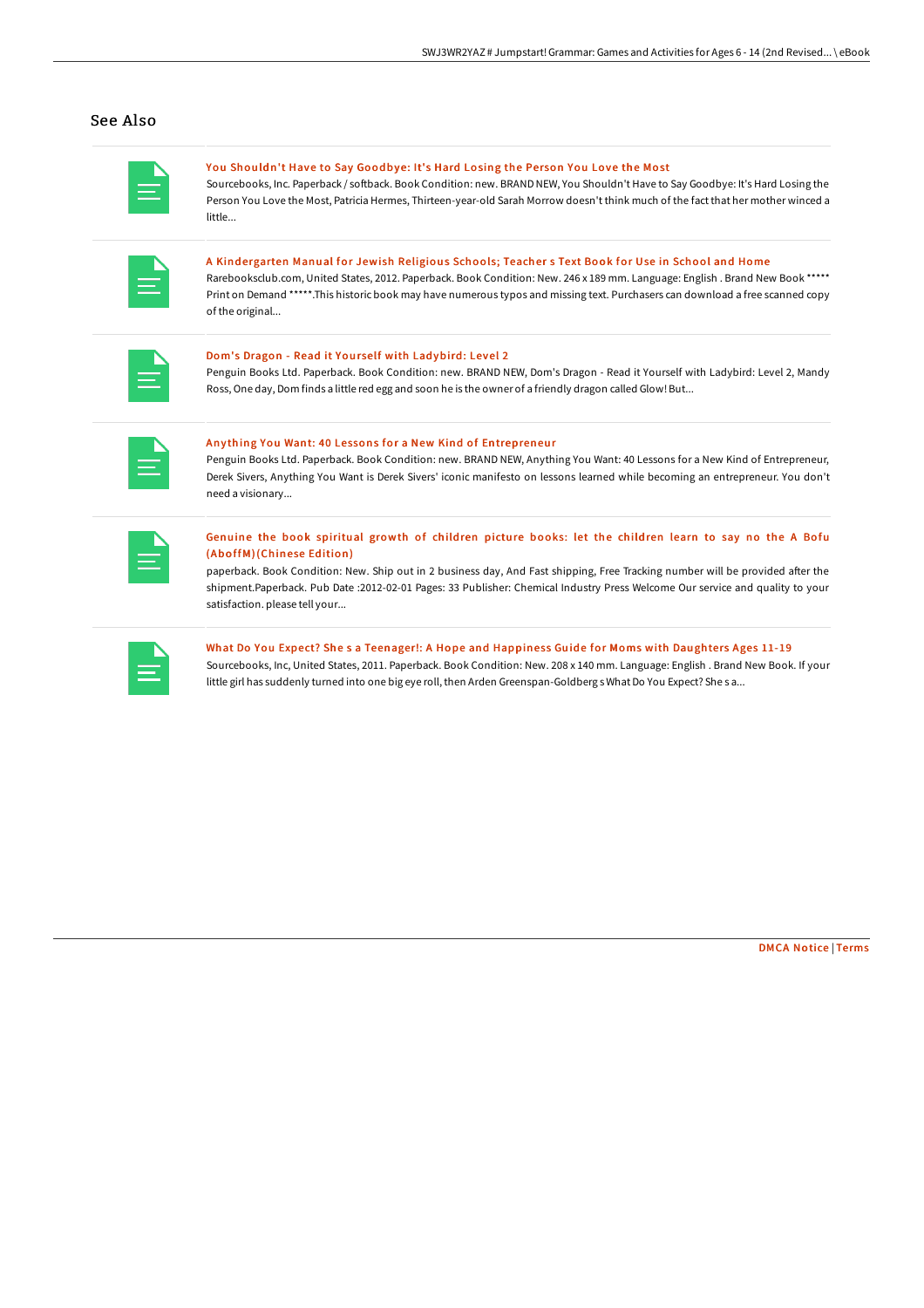## See Also

### You Shouldn't Have to Say Goodbye: It's Hard Losing the Person You Love the Most

Sourcebooks, Inc. Paperback / softback. Book Condition: new. BRAND NEW, You Shouldn't Have to Say Goodbye: It's Hard Losing the Person You Love the Most, Patricia Hermes, Thirteen-year-old Sarah Morrow doesn't think much of the fact that her mother winced a little...

### A Kindergarten Manual for Jewish Religious Schools; Teacher s Text Book for Use in School and Home

Rarebooksclub.com, United States, 2012. Paperback. Book Condition: New. 246 x 189 mm. Language: English . Brand New Book ***** Print on Demand *****.This historic book may have numerous typos and missing text. Purchasers can download a free scanned copy of the original...

### Dom's Dragon - Read it Yourself with Ladybird: Level 2

Penguin Books Ltd. Paperback. Book Condition: new. BRAND NEW, Dom's Dragon - Read it Yourself with Ladybird: Level 2, Mandy Ross, One day, Dom finds a little red egg and soon he is the owner of a friendly dragon called Glow! But...

### Anything You Want: 40 Lessons for a New Kind of Entrepreneur

Penguin Books Ltd. Paperback. Book Condition: new. BRAND NEW, Anything You Want: 40 Lessons for a New Kind of Entrepreneur, Derek Sivers, Anything You Want is Derek Sivers' iconic manifesto on lessons learned while becoming an entrepreneur. You don't need a visionary...

### Genuine the book spiritual growth of children picture books: let the children learn to say no the A Bofu (AboffM)(Chinese Edition)

paperback. Book Condition: New. Ship out in 2 business day, And Fast shipping, Free Tracking number will be provided after the shipment.Paperback. Pub Date :2012-02-01 Pages: 33 Publisher: Chemical Industry Press Welcome Our service and quality to your satisfaction. please tell your...

### What Do You Expect? She s a Teenager!: A Hope and Happiness Guide for Moms with Daughters Ages 11-19

Sourcebooks, Inc, United States, 2011. Paperback. Book Condition: New. 208 x 140 mm. Language: English . Brand New Book. If your little girl has suddenly turned into one big eye roll, then Arden Greenspan-Goldberg s What Do You Expect? She s a...

DMCA Notice | Terms